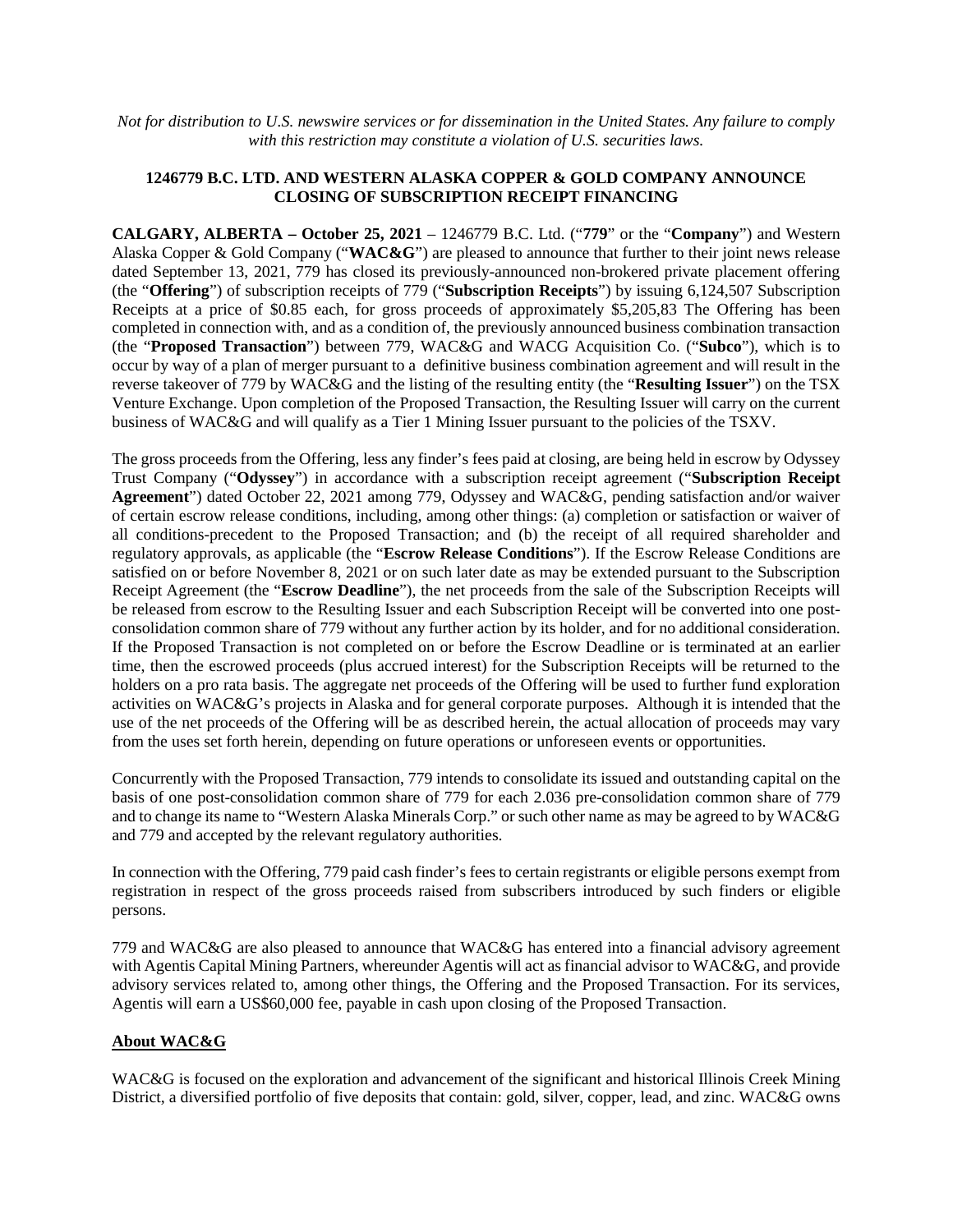*Not for distribution to U.S. newswire services or for dissemination in the United States. Any failure to comply with this restriction may constitute a violation of U.S. securities laws.*

**1246779 B.C. LTD. AND WESTERN ALASKA COPPER & GOLD COMPANY ANNOUNCE CLOSING OF SUBSCRIPTION RECEIPT FINANCING**

**CALGARY, ALBERTA – October 25, 2021** – 1246779 B.C. Ltd. ("**779**" or the "**Company**") and Western Alaska Copper & Gold Company ("**WAC&G**") are pleased to announce that further to their joint news release dated September 13, 2021, 779 has closed its previously-announced non-brokered private placement offering (the "**Offering**") of subscription receipts of 779 ("**Subscription Receipts**") by issuing 6,124,507 Subscription Receipts at a price of $0.85 each, for gross proceeds of approximately $5,205,83 The Offering has been completed in connection with, and as a condition of, the previously announced business combination transaction (the "**Proposed Transaction**") between 779, WAC&G and WACG Acquisition Co. ("**Subco**"), which is to occur by way of a plan of merger pursuant to a definitive business combination agreement and will result in the reverse takeover of 779 by WAC&G and the listing of the resulting entity (the "**Resulting Issuer**") on the TSX Venture Exchange. Upon completion of the Proposed Transaction, the Resulting Issuer will carry on the current business of WAC&G and will qualify as a Tier 1 Mining Issuer pursuant to the policies of the TSXV.

The gross proceeds from the Offering, less any finder's fees paid at closing, are being held in escrow by Odyssey Trust Company ("**Odyssey**") in accordance with a subscription receipt agreement ("**Subscription Receipt Agreement**") dated October 22, 2021 among 779, Odyssey and WAC&G, pending satisfaction and/or waiver of certain escrow release conditions, including, among other things: (a) completion or satisfaction or waiver of all conditions-precedent to the Proposed Transaction; and (b) the receipt of all required shareholder and regulatory approvals, as applicable (the "**Escrow Release Conditions**"). If the Escrow Release Conditions are satisfied on or before November 8, 2021 or on such later date as may be extended pursuant to the Subscription Receipt Agreement (the "**Escrow Deadline**"), the net proceeds from the sale of the Subscription Receipts will be released from escrow to the Resulting Issuer and each Subscription Receipt will be converted into one post-consolidation common share of 779 without any further action by its holder, and for no additional consideration. If the Proposed Transaction is not completed on or before the Escrow Deadline or is terminated at an earlier time, then the escrowed proceeds (plus accrued interest) for the Subscription Receipts will be returned to the holders on a pro rata basis. The aggregate net proceeds of the Offering will be used to further fund exploration activities on WAC&G's projects in Alaska and for general corporate purposes. Although it is intended that the use of the net proceeds of the Offering will be as described herein, the actual allocation of proceeds may vary from the uses set forth herein, depending on future operations or unforeseen events or opportunities.

Concurrently with the Proposed Transaction, 779 intends to consolidate its issued and outstanding capital on the basis of one post-consolidation common share of 779 for each 2.036 pre-consolidation common share of 779 and to change its name to "Western Alaska Minerals Corp." or such other name as may be agreed to by WAC&G and 779 and accepted by the relevant regulatory authorities.

In connection with the Offering, 779 paid cash finder's fees to certain registrants or eligible persons exempt from registration in respect of the gross proceeds raised from subscribers introduced by such finders or eligible persons.

779 and WAC&G are also pleased to announce that WAC&G has entered into a financial advisory agreement with Agentis Capital Mining Partners, whereunder Agentis will act as financial advisor to WAC&G, and provide advisory services related to, among other things, the Offering and the Proposed Transaction. For its services, Agentis will earn a US$60,000 fee, payable in cash upon closing of the Proposed Transaction.

## About WAC&G

WAC&G is focused on the exploration and advancement of the significant and historical Illinois Creek Mining District, a diversified portfolio of five deposits that contain: gold, silver, copper, lead, and zinc. WAC&G owns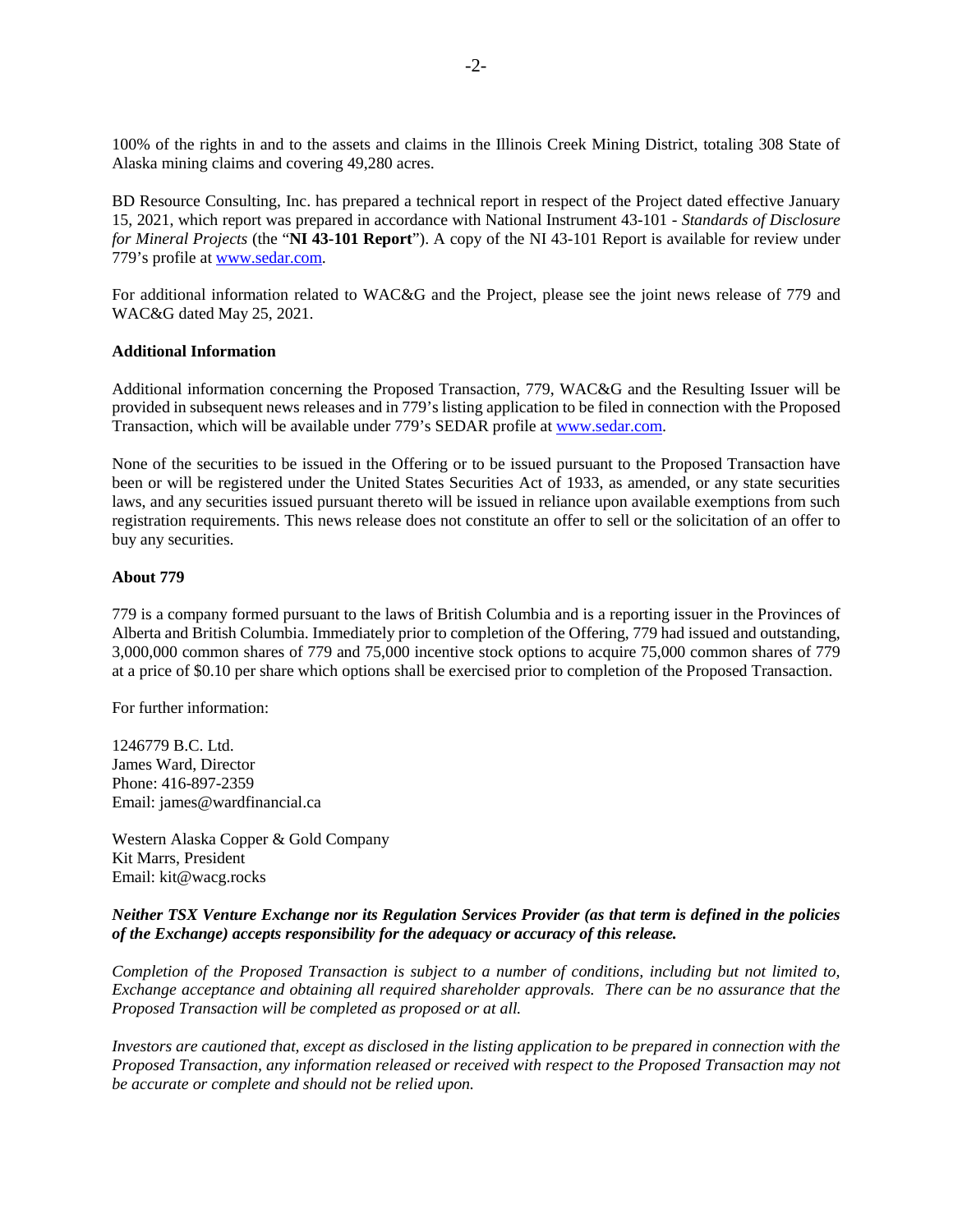100% of the rights in and to the assets and claims in the Illinois Creek Mining District, totaling 308 State of Alaska mining claims and covering 49,280 acres.

BD Resource Consulting, Inc. has prepared a technical report in respect of the Project dated effective January 15, 2021, which report was prepared in accordance with National Instrument 43-101 - *Standards of Disclosure for Mineral Projects* (the "**NI 43-101 Report**"). A copy of the NI 43-101 Report is available for review under 779's profile at www.sedar.com.

For additional information related to WAC&G and the Project, please see the joint news release of 779 and WAC&G dated May 25, 2021.

**Additional Information**

Additional information concerning the Proposed Transaction, 779, WAC&G and the Resulting Issuer will be provided in subsequent news releases and in 779's listing application to be filed in connection with the Proposed Transaction, which will be available under 779's SEDAR profile at www.sedar.com.

None of the securities to be issued in the Offering or to be issued pursuant to the Proposed Transaction have been or will be registered under the United States Securities Act of 1933, as amended, or any state securities laws, and any securities issued pursuant thereto will be issued in reliance upon available exemptions from such registration requirements. This news release does not constitute an offer to sell or the solicitation of an offer to buy any securities.

**About 779**

779 is a company formed pursuant to the laws of British Columbia and is a reporting issuer in the Provinces of Alberta and British Columbia. Immediately prior to completion of the Offering, 779 had issued and outstanding, 3,000,000 common shares of 779 and 75,000 incentive stock options to acquire 75,000 common shares of 779 at a price of $0.10 per share which options shall be exercised prior to completion of the Proposed Transaction.

For further information:

1246779 B.C. Ltd.
James Ward, Director
Phone: 416-897-2359
Email: james@wardfinancial.ca

Western Alaska Copper & Gold Company
Kit Marrs, President
Email: kit@wacg.rocks

***Neither TSX Venture Exchange nor its Regulation Services Provider (as that term is defined in the policies of the Exchange) accepts responsibility for the adequacy or accuracy of this release.***

*Completion of the Proposed Transaction is subject to a number of conditions, including but not limited to, Exchange acceptance and obtaining all required shareholder approvals. There can be no assurance that the Proposed Transaction will be completed as proposed or at all.*

*Investors are cautioned that, except as disclosed in the listing application to be prepared in connection with the Proposed Transaction, any information released or received with respect to the Proposed Transaction may not be accurate or complete and should not be relied upon.*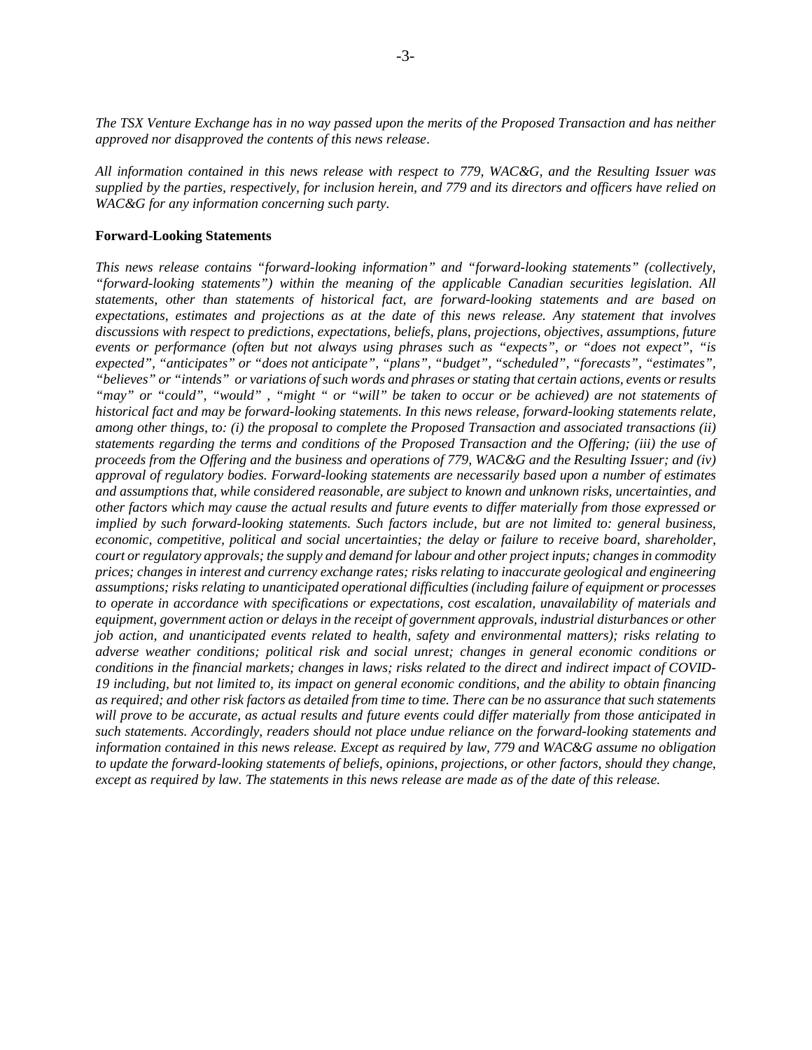*The TSX Venture Exchange has in no way passed upon the merits of the Proposed Transaction and has neither approved nor disapproved the contents of this news release.*

*All information contained in this news release with respect to 779, WAC&G, and the Resulting Issuer was supplied by the parties, respectively, for inclusion herein, and 779 and its directors and officers have relied on WAC&G for any information concerning such party.*

**Forward-Looking Statements**

*This news release contains "forward-looking information" and "forward-looking statements" (collectively, "forward-looking statements") within the meaning of the applicable Canadian securities legislation. All statements, other than statements of historical fact, are forward-looking statements and are based on expectations, estimates and projections as at the date of this news release. Any statement that involves discussions with respect to predictions, expectations, beliefs, plans, projections, objectives, assumptions, future events or performance (often but not always using phrases such as "expects", or "does not expect", "is expected", "anticipates" or "does not anticipate", "plans", "budget", "scheduled", "forecasts", "estimates", "believes" or "intends" or variations of such words and phrases or stating that certain actions, events or results "may" or "could", "would" , "might " or "will" be taken to occur or be achieved) are not statements of historical fact and may be forward-looking statements. In this news release, forward-looking statements relate, among other things, to: (i) the proposal to complete the Proposed Transaction and associated transactions (ii) statements regarding the terms and conditions of the Proposed Transaction and the Offering; (iii) the use of proceeds from the Offering and the business and operations of 779, WAC&G and the Resulting Issuer; and (iv) approval of regulatory bodies. Forward-looking statements are necessarily based upon a number of estimates and assumptions that, while considered reasonable, are subject to known and unknown risks, uncertainties, and other factors which may cause the actual results and future events to differ materially from those expressed or implied by such forward-looking statements. Such factors include, but are not limited to: general business, economic, competitive, political and social uncertainties; the delay or failure to receive board, shareholder, court or regulatory approvals; the supply and demand for labour and other project inputs; changes in commodity prices; changes in interest and currency exchange rates; risks relating to inaccurate geological and engineering assumptions; risks relating to unanticipated operational difficulties (including failure of equipment or processes to operate in accordance with specifications or expectations, cost escalation, unavailability of materials and equipment, government action or delays in the receipt of government approvals, industrial disturbances or other job action, and unanticipated events related to health, safety and environmental matters); risks relating to adverse weather conditions; political risk and social unrest; changes in general economic conditions or conditions in the financial markets; changes in laws; risks related to the direct and indirect impact of COVID-19 including, but not limited to, its impact on general economic conditions, and the ability to obtain financing as required; and other risk factors as detailed from time to time. There can be no assurance that such statements will prove to be accurate, as actual results and future events could differ materially from those anticipated in such statements. Accordingly, readers should not place undue reliance on the forward-looking statements and information contained in this news release. Except as required by law, 779 and WAC&G assume no obligation to update the forward-looking statements of beliefs, opinions, projections, or other factors, should they change, except as required by law. The statements in this news release are made as of the date of this release.*